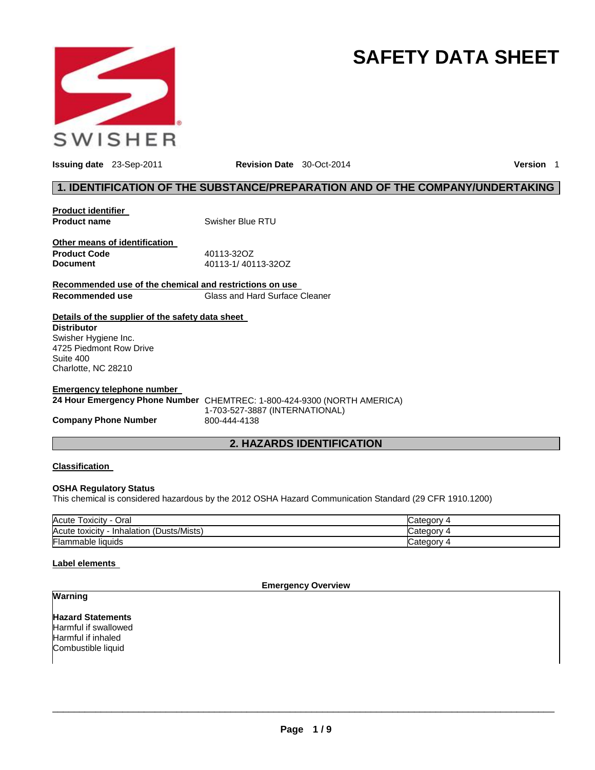SWISHER

# SAFETY DATA SHEET

**Issuing date** 23-Sep-2011 **Revision Date** 30-Oct-2014 **Version** 1

## 1. IDENTIFICATION OF THE SUBSTANCE/PREPARATION AND OF THE COMPANY/UNDERTAKING

**Product identifier**

**Product name** Swisher Blue RTU

**Other means of identification**

**Product Code** 40113-32OZ

**Document** 40113-1/ 40113-32OZ

**Recommended use of the chemical and restrictions on use**

**Recommended use** Glass and Hard Surface Cleaner

**Details of the supplier of the safety data sheet**

**Distributor**

Swisher Hygiene Inc.
4725 Piedmont Row Drive
Suite 400
Charlotte, NC 28210

**Emergency telephone number**

**24 Hour Emergency Phone Number** CHEMTREC: 1-800-424-9300 (NORTH AMERICA)
1-703-527-3887 (INTERNATIONAL)

**Company Phone Number** 800-444-4138

## 2. HAZARDS IDENTIFICATION

**Classification**

**OSHA Regulatory Status**

This chemical is considered hazardous by the 2012 OSHA Hazard Communication Standard (29 CFR 1910.1200)

| | |
|---|---|
| Acute Toxicity - Oral | Category 4 |
| Acute toxicity - Inhalation (Dusts/Mists) | Category 4 |
| Flammable liquids | Category 4 |

**Label elements**

**Emergency Overview**

**Warning**

**Hazard Statements**

Harmful if swallowed
Harmful if inhaled
Combustible liquid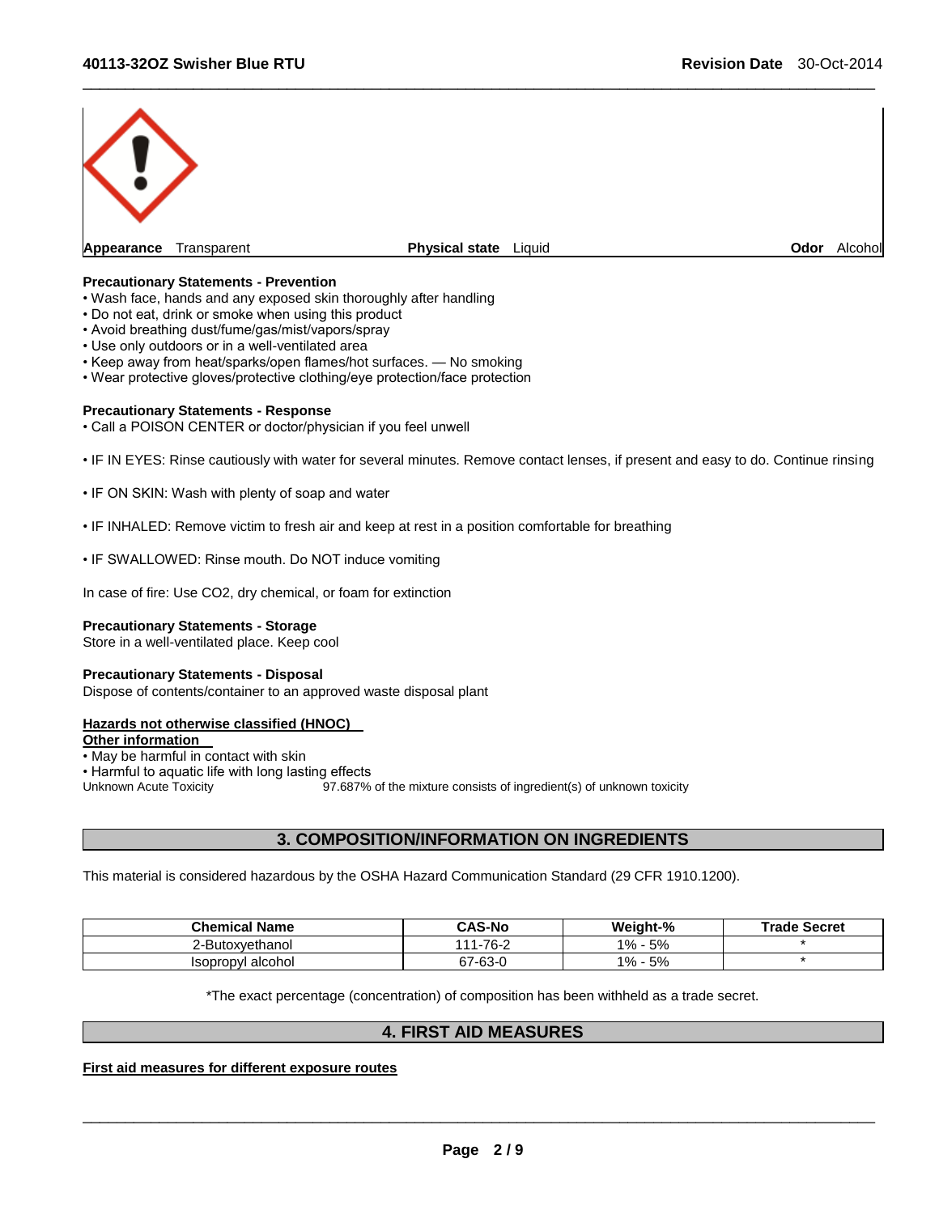**Appearance** Transparent **Physical state** Liquid **Odor** Alcohol

**Precautionary Statements - Prevention**

- Wash face, hands and any exposed skin thoroughly after handling
- Do not eat, drink or smoke when using this product
- Avoid breathing dust/fume/gas/mist/vapors/spray
- Use only outdoors or in a well-ventilated area
- Keep away from heat/sparks/open flames/hot surfaces. — No smoking
- Wear protective gloves/protective clothing/eye protection/face protection

**Precautionary Statements - Response**

- Call a POISON CENTER or doctor/physician if you feel unwell
- IF IN EYES: Rinse cautiously with water for several minutes. Remove contact lenses, if present and easy to do. Continue rinsing
- IF ON SKIN: Wash with plenty of soap and water
- IF INHALED: Remove victim to fresh air and keep at rest in a position comfortable for breathing
- IF SWALLOWED: Rinse mouth. Do NOT induce vomiting

In case of fire: Use CO2, dry chemical, or foam for extinction

**Precautionary Statements - Storage**

Store in a well-ventilated place. Keep cool

**Precautionary Statements - Disposal**

Dispose of contents/container to an approved waste disposal plant

**Hazards not otherwise classified (HNOC)**

**Other information**

- May be harmful in contact with skin
- Harmful to aquatic life with long lasting effects

Unknown Acute Toxicity 97.687% of the mixture consists of ingredient(s) of unknown toxicity

## 3. COMPOSITION/INFORMATION ON INGREDIENTS

This material is considered hazardous by the OSHA Hazard Communication Standard (29 CFR 1910.1200).

| Chemical Name | CAS-No | Weight-% | Trade Secret |
|---|---|---|---|
| 2-Butoxyethanol | 111-76-2 | 1% - 5% | * |
| Isopropyl alcohol | 67-63-0 | 1% - 5% | * |

*The exact percentage (concentration) of composition has been withheld as a trade secret.

## 4. FIRST AID MEASURES

**First aid measures for different exposure routes**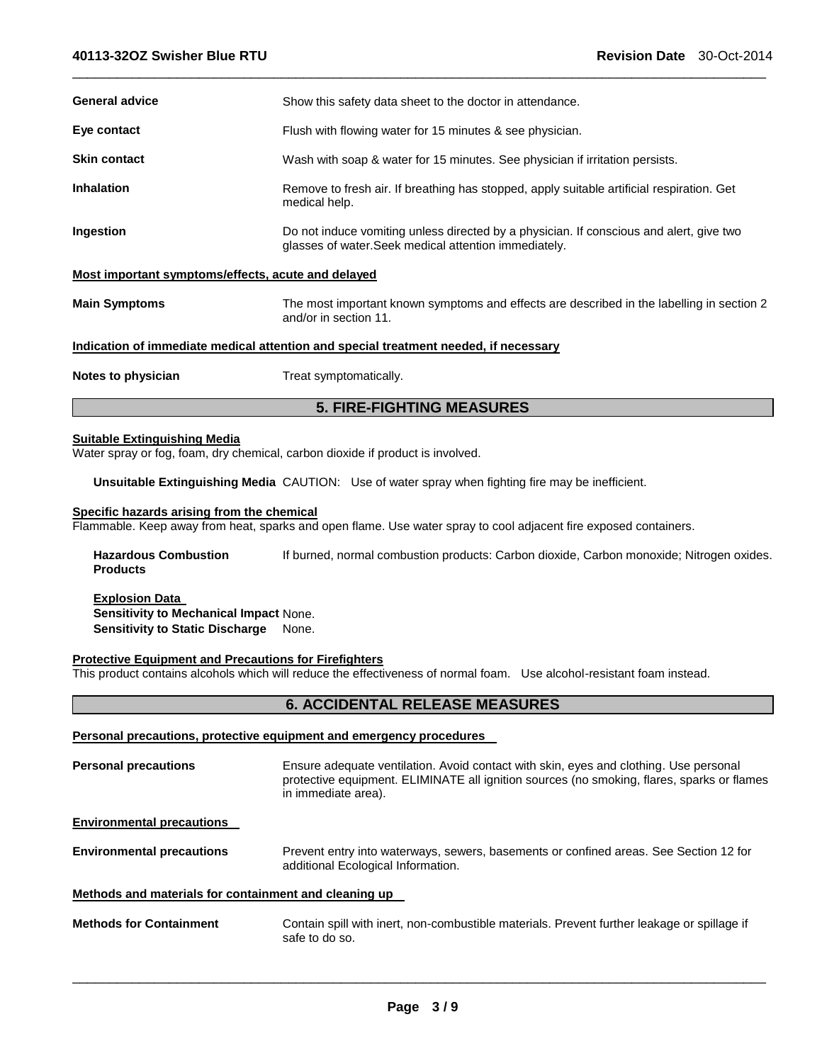| | |
|---|---|
| **General advice** | Show this safety data sheet to the doctor in attendance. |
| **Eye contact** | Flush with flowing water for 15 minutes & see physician. |
| **Skin contact** | Wash with soap & water for 15 minutes. See physician if irritation persists. |
| **Inhalation** | Remove to fresh air. If breathing has stopped, apply suitable artificial respiration. Get medical help. |
| **Ingestion** | Do not induce vomiting unless directed by a physician. If conscious and alert, give two glasses of water.Seek medical attention immediately. |

**Most important symptoms/effects, acute and delayed**

| | |
|---|---|
| **Main Symptoms** | The most important known symptoms and effects are described in the labelling in section 2 and/or in section 11. |

**Indication of immediate medical attention and special treatment needed, if necessary**

| | |
|---|---|
| **Notes to physician** | Treat symptomatically. |

## 5. FIRE-FIGHTING MEASURES

**Suitable Extinguishing Media**

Water spray or fog, foam, dry chemical, carbon dioxide if product is involved.

**Unsuitable Extinguishing Media** CAUTION: Use of water spray when fighting fire may be inefficient.

**Specific hazards arising from the chemical**

Flammable. Keep away from heat, sparks and open flame. Use water spray to cool adjacent fire exposed containers.

| | |
|---|---|
| **Hazardous Combustion Products** | If burned, normal combustion products: Carbon dioxide, Carbon monoxide; Nitrogen oxides. |

**Explosion Data**

**Sensitivity to Mechanical Impact** None.

**Sensitivity to Static Discharge** None.

**Protective Equipment and Precautions for Firefighters**

This product contains alcohols which will reduce the effectiveness of normal foam. Use alcohol-resistant foam instead.

## 6. ACCIDENTAL RELEASE MEASURES

**Personal precautions, protective equipment and emergency procedures**

| | |
|---|---|
| **Personal precautions** | Ensure adequate ventilation. Avoid contact with skin, eyes and clothing. Use personal protective equipment. ELIMINATE all ignition sources (no smoking, flares, sparks or flames in immediate area). |

**Environmental precautions**

| | |
|---|---|
| **Environmental precautions** | Prevent entry into waterways, sewers, basements or confined areas. See Section 12 for additional Ecological Information. |

**Methods and materials for containment and cleaning up**

| | |
|---|---|
| **Methods for Containment** | Contain spill with inert, non-combustible materials. Prevent further leakage or spillage if safe to do so. |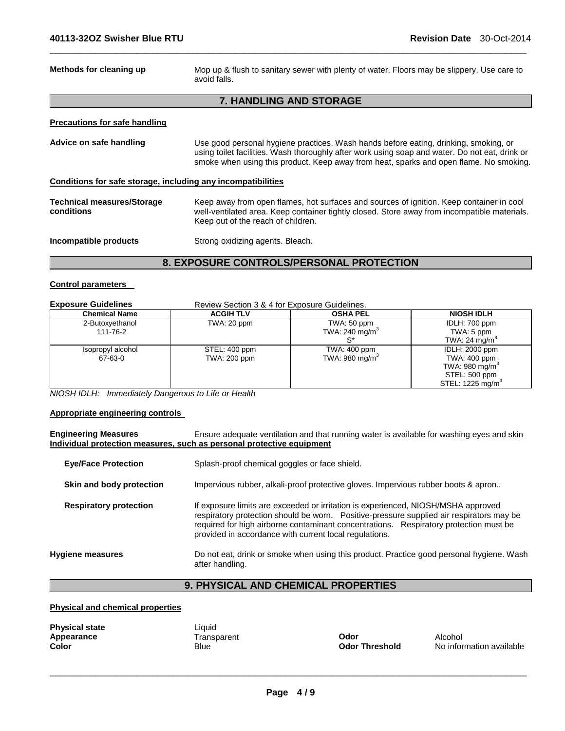**Methods for cleaning up** Mop up & flush to sanitary sewer with plenty of water. Floors may be slippery. Use care to avoid falls.

## 7. HANDLING AND STORAGE

**Precautions for safe handling**

**Advice on safe handling** Use good personal hygiene practices. Wash hands before eating, drinking, smoking, or using toilet facilities. Wash thoroughly after work using soap and water. Do not eat, drink or smoke when using this product. Keep away from heat, sparks and open flame. No smoking.

**Conditions for safe storage, including any incompatibilities**

**Technical measures/Storage conditions** Keep away from open flames, hot surfaces and sources of ignition. Keep container in cool well-ventilated area. Keep container tightly closed. Store away from incompatible materials. Keep out of the reach of children.

**Incompatible products** Strong oxidizing agents. Bleach.

## 8. EXPOSURE CONTROLS/PERSONAL PROTECTION

**Control parameters**

**Exposure Guidelines** Review Section 3 & 4 for Exposure Guidelines.

| Chemical Name | ACGIH TLV | OSHA PEL | NIOSH IDLH |
|---|---|---|---|
| 2-Butoxyethanol 111-76-2 | TWA: 20 ppm | TWA: 50 ppm TWA: 240 mg/m$^3$ S* | IDLH: 700 ppm TWA: 5 ppm TWA: 24 mg/m$^3$ |
| Isopropyl alcohol 67-63-0 | STEL: 400 ppm TWA: 200 ppm | TWA: 400 ppm TWA: 980 mg/m$^3$ | IDLH: 2000 ppm TWA: 400 ppm TWA: 980 mg/m$^3$ STEL: 500 ppm STEL: 1225 mg/m$^3$ |

*NIOSH IDLH: Immediately Dangerous to Life or Health*

**Appropriate engineering controls**

**Engineering Measures** Ensure adequate ventilation and that running water is available for washing eyes and skin

**Individual protection measures, such as personal protective equipment**

**Eye/Face Protection** Splash-proof chemical goggles or face shield.

**Skin and body protection** Impervious rubber, alkali-proof protective gloves. Impervious rubber boots & apron..

**Respiratory protection** If exposure limits are exceeded or irritation is experienced, NIOSH/MSHA approved respiratory protection should be worn. Positive-pressure supplied air respirators may be required for high airborne contaminant concentrations. Respiratory protection must be provided in accordance with current local regulations.

**Hygiene measures** Do not eat, drink or smoke when using this product. Practice good personal hygiene. Wash after handling.

## 9. PHYSICAL AND CHEMICAL PROPERTIES

**Physical and chemical properties**

**Physical state** Liquid
**Appearance** Transparent
**Color** Blue
**Odor** Alcohol
**Odor Threshold** No information available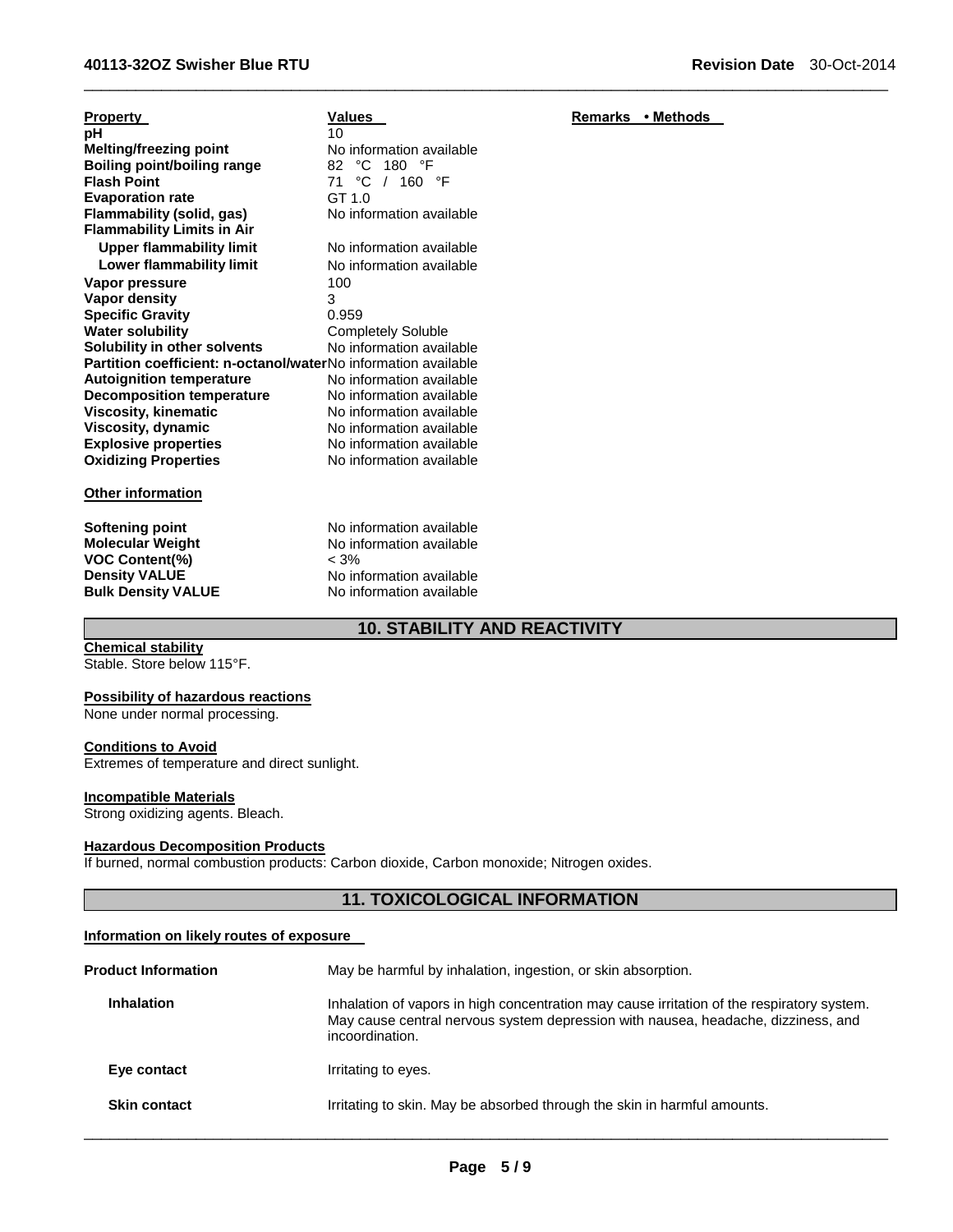| Property | Values | Remarks • Methods |
|---|---|---|
| **pH** | 10 | |
| **Melting/freezing point** | No information available | |
| **Boiling point/boiling range** | 82 °C 180 °F | |
| **Flash Point** | 71 °C / 160 °F | |
| **Evaporation rate** | GT 1.0 | |
| **Flammability (solid, gas)** | No information available | |
| **Flammability Limits in Air** | | |
| **Upper flammability limit** | No information available | |
| **Lower flammability limit** | No information available | |
| **Vapor pressure** | 100 | |
| **Vapor density** | 3 | |
| **Specific Gravity** | 0.959 | |
| **Water solubility** | Completely Soluble | |
| **Solubility in other solvents** | No information available | |
| **Partition coefficient: n-octanol/water** | No information available | |
| **Autoignition temperature** | No information available | |
| **Decomposition temperature** | No information available | |
| **Viscosity, kinematic** | No information available | |
| **Viscosity, dynamic** | No information available | |
| **Explosive properties** | No information available | |
| **Oxidizing Properties** | No information available | |

**Other information**

| | |
|---|---|
| **Softening point** | No information available |
| **Molecular Weight** | No information available |
| **VOC Content(%)** | < 3% |
| **Density VALUE** | No information available |
| **Bulk Density VALUE** | No information available |

## 10. STABILITY AND REACTIVITY

**Chemical stability**

Stable. Store below 115°F.

**Possibility of hazardous reactions**

None under normal processing.

**Conditions to Avoid**

Extremes of temperature and direct sunlight.

**Incompatible Materials**

Strong oxidizing agents. Bleach.

**Hazardous Decomposition Products**

If burned, normal combustion products: Carbon dioxide, Carbon monoxide; Nitrogen oxides.

## 11. TOXICOLOGICAL INFORMATION

**Information on likely routes of exposure**

| | |
|---|---|
| **Product Information** | May be harmful by inhalation, ingestion, or skin absorption. |
| **Inhalation** | Inhalation of vapors in high concentration may cause irritation of the respiratory system. May cause central nervous system depression with nausea, headache, dizziness, and incoordination. |
| **Eye contact** | Irritating to eyes. |
| **Skin contact** | Irritating to skin. May be absorbed through the skin in harmful amounts. |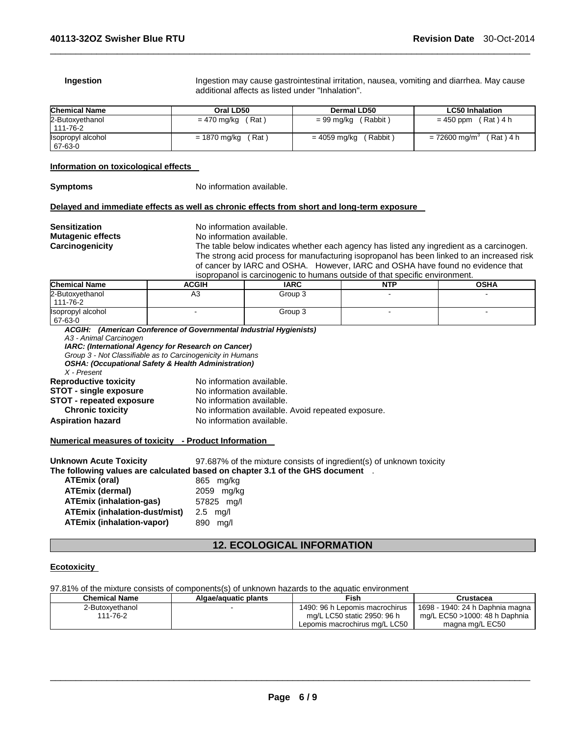**Ingestion** Ingestion may cause gastrointestinal irritation, nausea, vomiting and diarrhea. May cause additional affects as listed under "Inhalation".

| Chemical Name | Oral LD50 | Dermal LD50 | LC50 Inhalation |
|---|---|---|---|
| 2-Butoxyethanol 111-76-2 | = 470 mg/kg ( Rat ) | = 99 mg/kg ( Rabbit ) | = 450 ppm ( Rat ) 4 h |
| Isopropyl alcohol 67-63-0 | = 1870 mg/kg ( Rat ) | = 4059 mg/kg ( Rabbit ) | = 72600 mg/m$^3$ ( Rat ) 4 h |

**Information on toxicological effects**

**Symptoms** No information available.

**Delayed and immediate effects as well as chronic effects from short and long-term exposure**

**Sensitization** No information available.
**Mutagenic effects** No information available.
**Carcinogenicity** The table below indicates whether each agency has listed any ingredient as a carcinogen. The strong acid process for manufacturing isopropanol has been linked to an increased risk of cancer by IARC and OSHA. However, IARC and OSHA have found no evidence that isopropanol is carcinogenic to humans outside of that specific environment.

| Chemical Name | ACGIH | IARC | NTP | OSHA |
|---|---|---|---|---|
| 2-Butoxyethanol 111-76-2 | A3 | Group 3 | - | - |
| Isopropyl alcohol 67-63-0 | - | Group 3 | - | - |

***ACGIH: (American Conference of Governmental Industrial Hygienists)***
*A3 - Animal Carcinogen*
***IARC: (International Agency for Research on Cancer)***
*Group 3 - Not Classifiable as to Carcinogenicity in Humans*
***OSHA: (Occupational Safety & Health Administration)***
*X - Present*

**Reproductive toxicity** No information available.
**STOT - single exposure** No information available.
**STOT - repeated exposure** No information available.
**Chronic toxicity** No information available. Avoid repeated exposure.
**Aspiration hazard** No information available.

**Numerical measures of toxicity - Product Information**

**Unknown Acute Toxicity** 97.687% of the mixture consists of ingredient(s) of unknown toxicity
**The following values are calculated based on chapter 3.1 of the GHS document** .

**ATEmix (oral)** 865 mg/kg
**ATEmix (dermal)** 2059 mg/kg
**ATEmix (inhalation-gas)** 57825 mg/l
**ATEmix (inhalation-dust/mist)** 2.5 mg/l
**ATEmix (inhalation-vapor)** 890 mg/l

## 12. ECOLOGICAL INFORMATION

**Ecotoxicity**

97.81% of the mixture consists of components(s) of unknown hazards to the aquatic environment

| Chemical Name | Algae/aquatic plants | Fish | Crustacea |
|---|---|---|---|
| 2-Butoxyethanol 111-76-2 | - | 1490: 96 h Lepomis macrochirus mg/L LC50 static 2950: 96 h Lepomis macrochirus mg/L LC50 | 1698 - 1940: 24 h Daphnia magna mg/L EC50 >1000: 48 h Daphnia magna mg/L EC50 |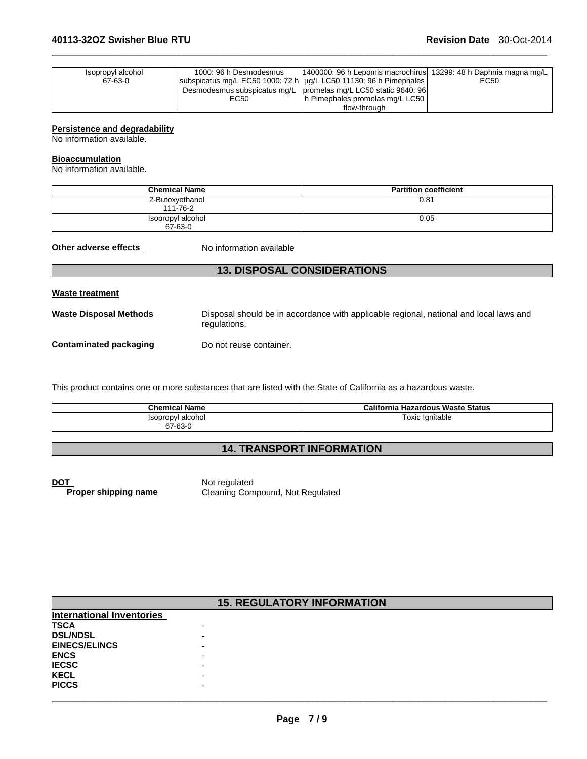| Isopropyl alcohol 67-63-0 | 1000: 96 h Desmodesmus subspicatus mg/L EC50 1000: 72 h Desmodesmus subspicatus mg/L EC50 | 1400000: 96 h Lepomis macrochirus µg/L LC50 11130: 96 h Pimephales promelas mg/L LC50 static 9640: 96 h Pimephales promelas mg/L LC50 flow-through | 13299: 48 h Daphnia magna mg/L EC50 |
|---|---|---|---|

**Persistence and degradability**
No information available.

**Bioaccumulation**
No information available.

| Chemical Name | Partition coefficient |
|---|---|
| 2-Butoxyethanol 111-76-2 | 0.81 |
| Isopropyl alcohol 67-63-0 | 0.05 |

**Other adverse effects** No information available

## 13. DISPOSAL CONSIDERATIONS

**Waste treatment**

**Waste Disposal Methods** Disposal should be in accordance with applicable regional, national and local laws and regulations.

**Contaminated packaging** Do not reuse container.

This product contains one or more substances that are listed with the State of California as a hazardous waste.

| Chemical Name | California Hazardous Waste Status |
|---|---|
| Isopropyl alcohol 67-63-0 | Toxic Ignitable |

## 14. TRANSPORT INFORMATION

**DOT** Not regulated
**Proper shipping name** Cleaning Compound, Not Regulated

## 15. REGULATORY INFORMATION

**International Inventories**

| | |
|---|---|
| **TSCA** | - |
| **DSL/NDSL** | - |
| **EINECS/ELINCS** | - |
| **ENCS** | - |
| **IECSC** | - |
| **KECL** | - |
| **PICCS** | - |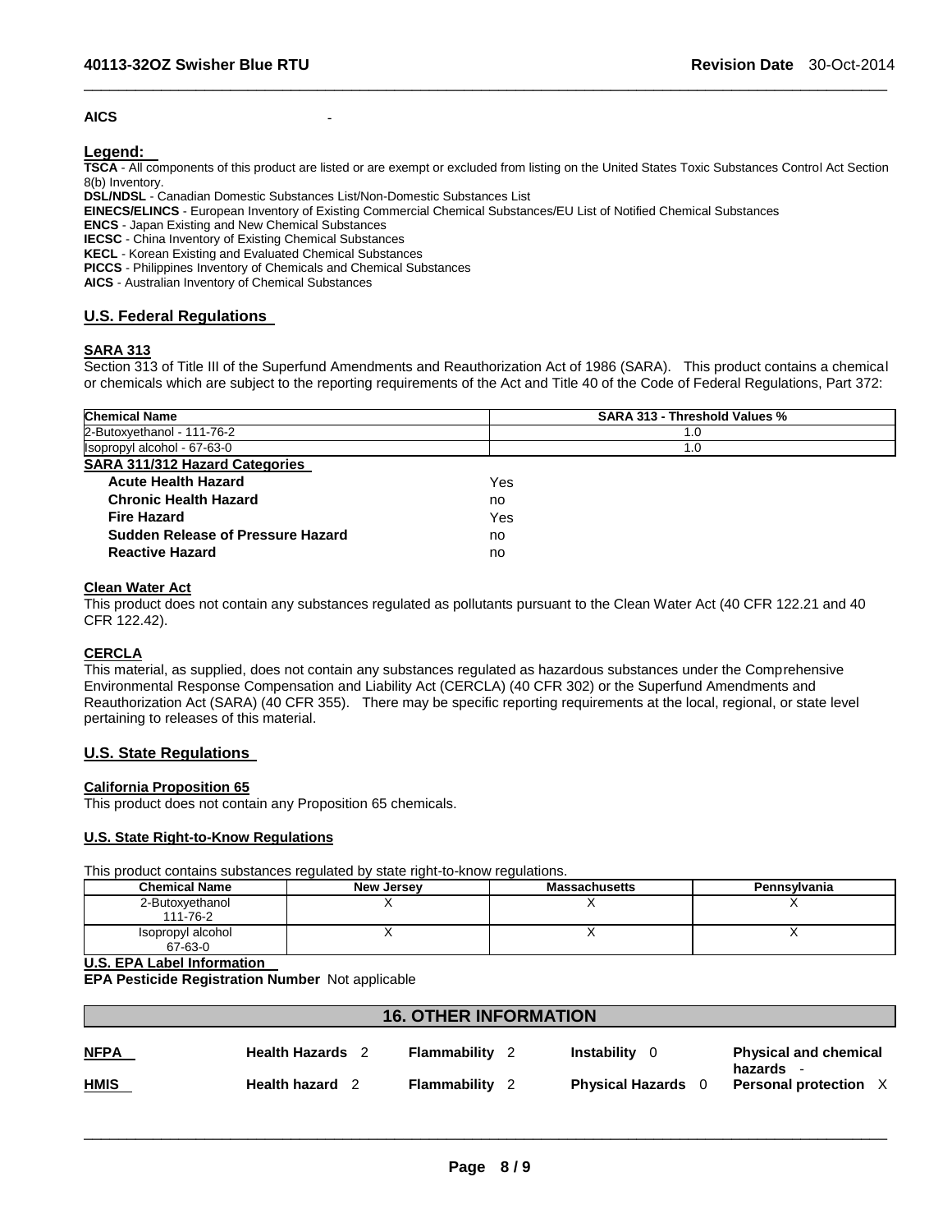**AICS** -

**Legend:**

**TSCA** - All components of this product are listed or are exempt or excluded from listing on the United States Toxic Substances Control Act Section 8(b) Inventory.
**DSL/NDSL** - Canadian Domestic Substances List/Non-Domestic Substances List
**EINECS/ELINCS** - European Inventory of Existing Commercial Chemical Substances/EU List of Notified Chemical Substances
**ENCS** - Japan Existing and New Chemical Substances
**IECSC** - China Inventory of Existing Chemical Substances
**KECL** - Korean Existing and Evaluated Chemical Substances
**PICCS** - Philippines Inventory of Chemicals and Chemical Substances
**AICS** - Australian Inventory of Chemical Substances

## U.S. Federal Regulations

### SARA 313

Section 313 of Title III of the Superfund Amendments and Reauthorization Act of 1986 (SARA). This product contains a chemical or chemicals which are subject to the reporting requirements of the Act and Title 40 of the Code of Federal Regulations, Part 372:

| Chemical Name | SARA 313 - Threshold Values % |
|---|---|
| 2-Butoxyethanol - 111-76-2 | 1.0 |
| Isopropyl alcohol - 67-63-0 | 1.0 |

### SARA 311/312 Hazard Categories

| | |
|---|---|
| **Acute Health Hazard** | Yes |
| **Chronic Health Hazard** | no |
| **Fire Hazard** | Yes |
| **Sudden Release of Pressure Hazard** | no |
| **Reactive Hazard** | no |

### Clean Water Act

This product does not contain any substances regulated as pollutants pursuant to the Clean Water Act (40 CFR 122.21 and 40 CFR 122.42).

### CERCLA

This material, as supplied, does not contain any substances regulated as hazardous substances under the Comprehensive Environmental Response Compensation and Liability Act (CERCLA) (40 CFR 302) or the Superfund Amendments and Reauthorization Act (SARA) (40 CFR 355). There may be specific reporting requirements at the local, regional, or state level pertaining to releases of this material.

## U.S. State Regulations

### California Proposition 65

This product does not contain any Proposition 65 chemicals.

### U.S. State Right-to-Know Regulations

This product contains substances regulated by state right-to-know regulations.

| Chemical Name | New Jersey | Massachusetts | Pennsylvania |
|---|---|---|---|
| 2-Butoxyethanol 111-76-2 | X | X | X |
| Isopropyl alcohol 67-63-0 | X | X | X |

### U.S. EPA Label Information

**EPA Pesticide Registration Number** Not applicable

## 16. OTHER INFORMATION

| | | | | |
|---|---|---|---|---|
| **NFPA** | **Health Hazards** 2 | **Flammability** 2 | **Instability** 0 | **Physical and chemical hazards** - |
| **HMIS** | **Health hazard** 2 | **Flammability** 2 | **Physical Hazards** 0 | **Personal protection** X |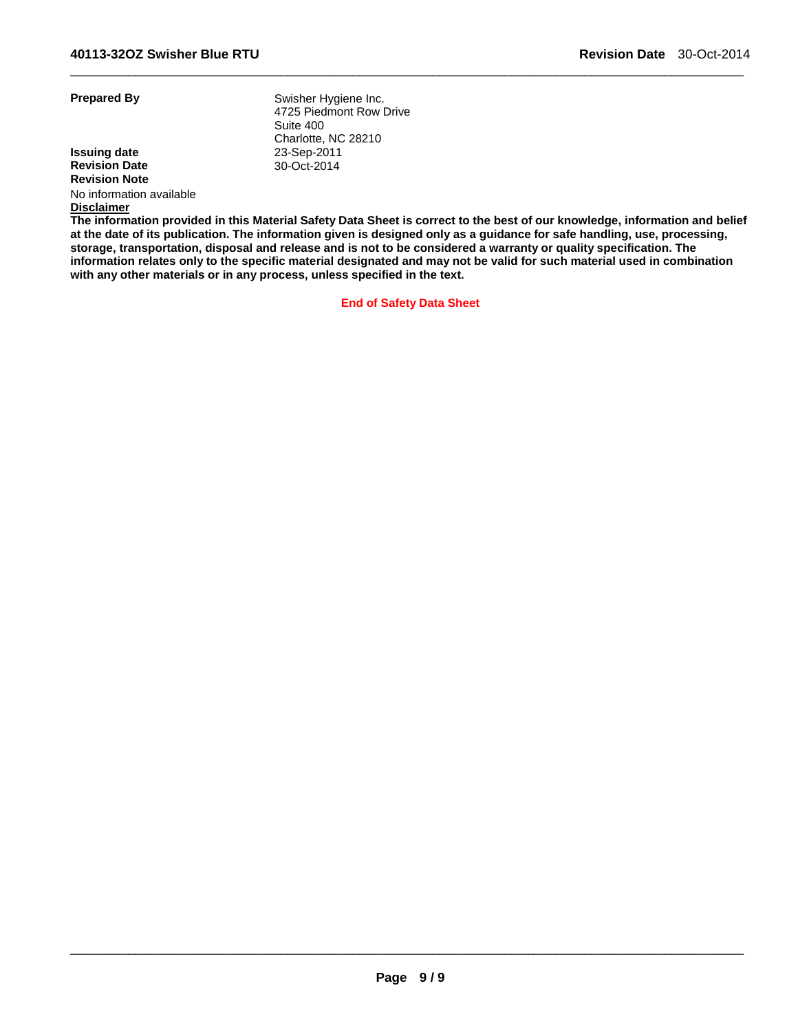| | |
|---|---|
| **Prepared By** | Swisher Hygiene Inc.<br>4725 Piedmont Row Drive<br>Suite 400<br>Charlotte, NC 28210 |
| **Issuing date** | 23-Sep-2011 |
| **Revision Date** | 30-Oct-2014 |
| **Revision Note** | |

No information available

**Disclaimer**

**The information provided in this Material Safety Data Sheet is correct to the best of our knowledge, information and belief at the date of its publication. The information given is designed only as a guidance for safe handling, use, processing, storage, transportation, disposal and release and is not to be considered a warranty or quality specification. The information relates only to the specific material designated and may not be valid for such material used in combination with any other materials or in any process, unless specified in the text.**

**End of Safety Data Sheet**